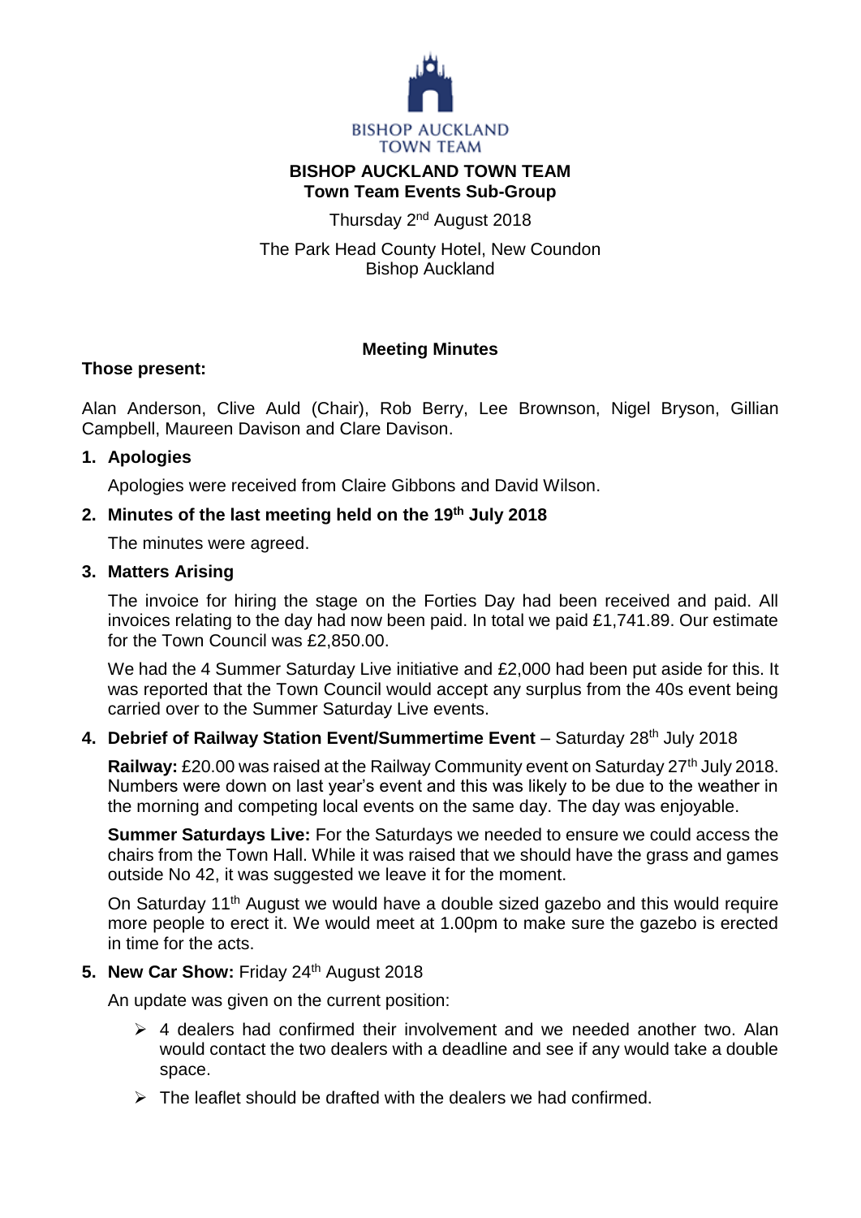BISHOP AUCKLAND TOWN TEAM

# BISHOP AUCKLAND TOWN TEAM
## Town Team Events Sub-Group

Thursday 2nd August 2018

The Park Head County Hotel, New Coundon
Bishop Auckland

### Meeting Minutes

**Those present:**

Alan Anderson, Clive Auld (Chair), Rob Berry, Lee Brownson, Nigel Bryson, Gillian Campbell, Maureen Davison and Clare Davison.

1. **Apologies**

   Apologies were received from Claire Gibbons and David Wilson.

2. **Minutes of the last meeting held on the 19th July 2018**

   The minutes were agreed.

3. **Matters Arising**

   The invoice for hiring the stage on the Forties Day had been received and paid. All invoices relating to the day had now been paid. In total we paid £1,741.89. Our estimate for the Town Council was £2,850.00.

   We had the 4 Summer Saturday Live initiative and £2,000 had been put aside for this. It was reported that the Town Council would accept any surplus from the 40s event being carried over to the Summer Saturday Live events.

4. **Debrief of Railway Station Event/Summertime Event** – Saturday 28th July 2018

   **Railway:** £20.00 was raised at the Railway Community event on Saturday 27th July 2018. Numbers were down on last year's event and this was likely to be due to the weather in the morning and competing local events on the same day. The day was enjoyable.

   **Summer Saturdays Live:** For the Saturdays we needed to ensure we could access the chairs from the Town Hall. While it was raised that we should have the grass and games outside No 42, it was suggested we leave it for the moment.

   On Saturday 11th August we would have a double sized gazebo and this would require more people to erect it. We would meet at 1.00pm to make sure the gazebo is erected in time for the acts.

5. **New Car Show:** Friday 24th August 2018

   An update was given on the current position:

   - 4 dealers had confirmed their involvement and we needed another two. Alan would contact the two dealers with a deadline and see if any would take a double space.
   - The leaflet should be drafted with the dealers we had confirmed.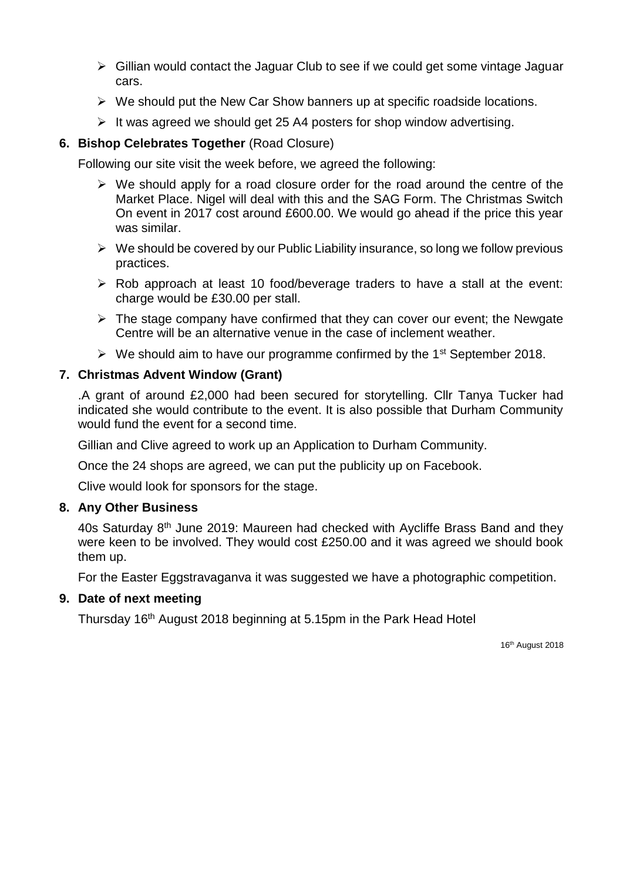- Gillian would contact the Jaguar Club to see if we could get some vintage Jaguar cars.
- We should put the New Car Show banners up at specific roadside locations.
- It was agreed we should get 25 A4 posters for shop window advertising.

**6. Bishop Celebrates Together** (Road Closure)

Following our site visit the week before, we agreed the following:

- We should apply for a road closure order for the road around the centre of the Market Place. Nigel will deal with this and the SAG Form. The Christmas Switch On event in 2017 cost around £600.00. We would go ahead if the price this year was similar.
- We should be covered by our Public Liability insurance, so long we follow previous practices.
- Rob approach at least 10 food/beverage traders to have a stall at the event: charge would be £30.00 per stall.
- The stage company have confirmed that they can cover our event; the Newgate Centre will be an alternative venue in the case of inclement weather.
- We should aim to have our programme confirmed by the 1st September 2018.

**7. Christmas Advent Window (Grant)**

.A grant of around £2,000 had been secured for storytelling. Cllr Tanya Tucker had indicated she would contribute to the event. It is also possible that Durham Community would fund the event for a second time.

Gillian and Clive agreed to work up an Application to Durham Community.

Once the 24 shops are agreed, we can put the publicity up on Facebook.

Clive would look for sponsors for the stage.

**8. Any Other Business**

40s Saturday 8th June 2019: Maureen had checked with Aycliffe Brass Band and they were keen to be involved. They would cost £250.00 and it was agreed we should book them up.

For the Easter Eggstravaganva it was suggested we have a photographic competition.

**9. Date of next meeting**

Thursday 16th August 2018 beginning at 5.15pm in the Park Head Hotel

16th August 2018